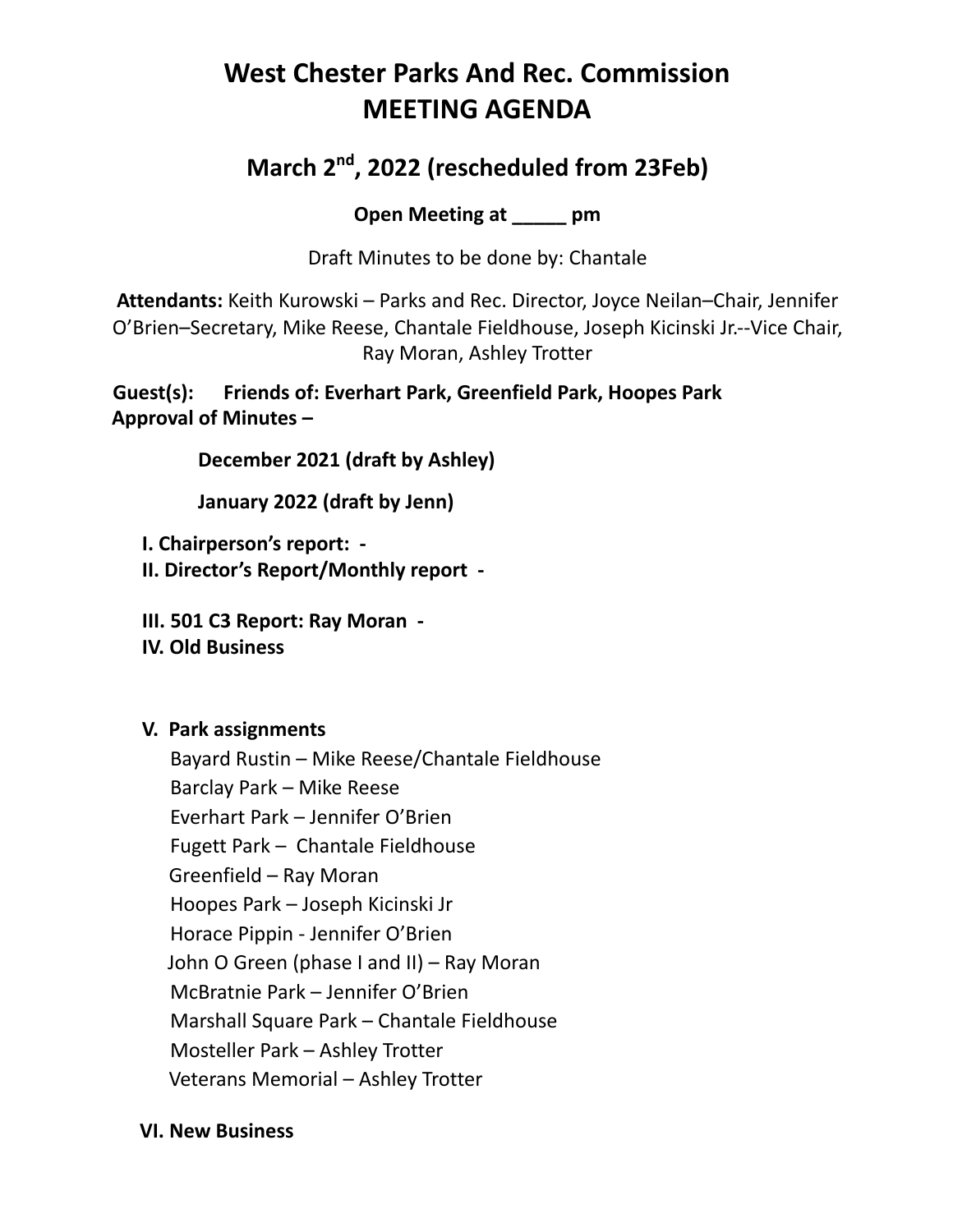# West Chester Parks And Rec. Commission
# MEETING AGENDA

## March 2nd, 2022 (rescheduled from 23Feb)

**Open Meeting at _____ pm**

Draft Minutes to be done by: Chantale

**Attendants:** Keith Kurowski – Parks and Rec. Director, Joyce Neilan–Chair, Jennifer O'Brien–Secretary, Mike Reese, Chantale Fieldhouse, Joseph Kicinski Jr.--Vice Chair, Ray Moran, Ashley Trotter

**Guest(s): Friends of: Everhart Park, Greenfield Park, Hoopes Park**

**Approval of Minutes –**

**December 2021 (draft by Ashley)**

**January 2022 (draft by Jenn)**

**I. Chairperson's report: -**

**II. Director's Report/Monthly report -**

**III. 501 C3 Report: Ray Moran -**

**IV. Old Business**

**V. Park assignments**

Bayard Rustin – Mike Reese/Chantale Fieldhouse
Barclay Park – Mike Reese
Everhart Park – Jennifer O'Brien
Fugett Park – Chantale Fieldhouse
Greenfield – Ray Moran
Hoopes Park – Joseph Kicinski Jr
Horace Pippin - Jennifer O'Brien
John O Green (phase I and II) – Ray Moran
McBratnie Park – Jennifer O'Brien
Marshall Square Park – Chantale Fieldhouse
Mosteller Park – Ashley Trotter
Veterans Memorial – Ashley Trotter

**VI. New Business**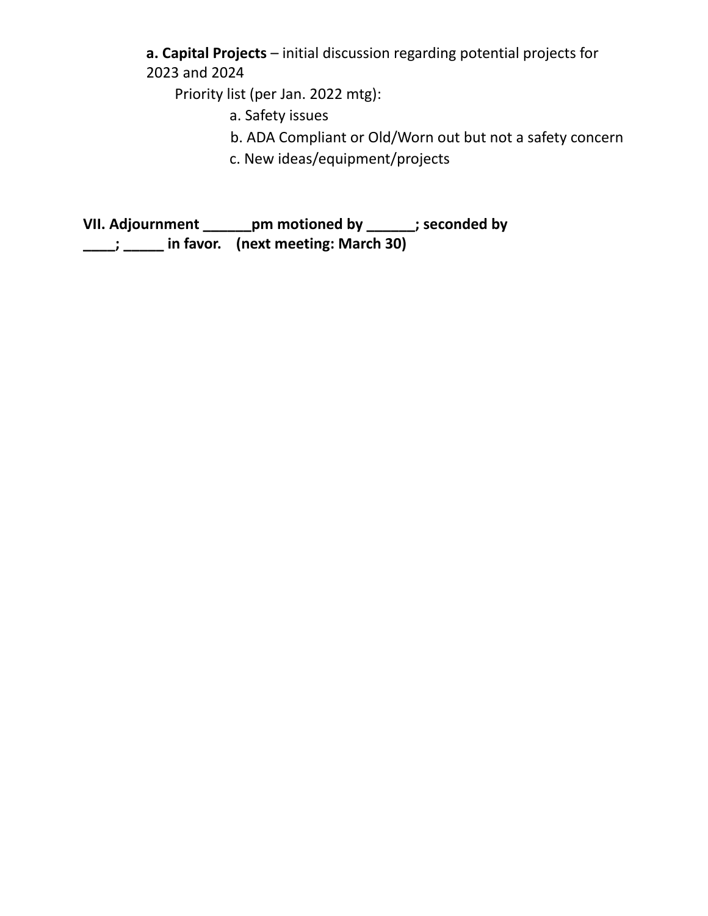**a. Capital Projects** – initial discussion regarding potential projects for 2023 and 2024

Priority list (per Jan. 2022 mtg):

a. Safety issues

b. ADA Compliant or Old/Worn out but not a safety concern

c. New ideas/equipment/projects

**VII. Adjournment ______pm motioned by ______; seconded by ____; _____ in favor. (next meeting: March 30)**